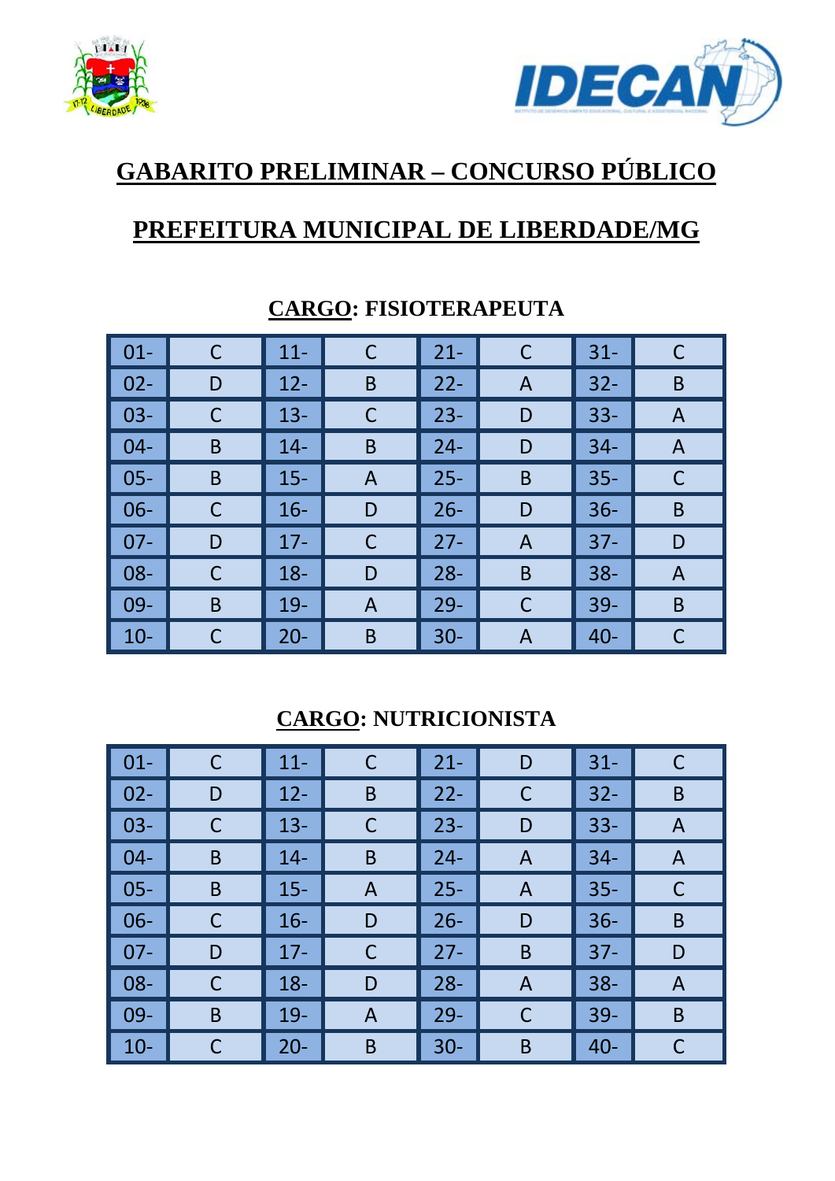# GABARITO PRELIMINAR – CONCURSO PÚBLICO

## PREFEITURA MUNICIPAL DE LIBERDADE/MG

### CARGO: FISIOTERAPEUTA

| | | | | | | | |
|---|---|---|---|---|---|---|---|
| 01- | C | 11- | C | 21- | C | 31- | C |
| 02- | D | 12- | B | 22- | A | 32- | B |
| 03- | C | 13- | C | 23- | D | 33- | A |
| 04- | B | 14- | B | 24- | D | 34- | A |
| 05- | B | 15- | A | 25- | B | 35- | C |
| 06- | C | 16- | D | 26- | D | 36- | B |
| 07- | D | 17- | C | 27- | A | 37- | D |
| 08- | C | 18- | D | 28- | B | 38- | A |
| 09- | B | 19- | A | 29- | C | 39- | B |
| 10- | C | 20- | B | 30- | A | 40- | C |

### CARGO: NUTRICIONISTA

| | | | | | | | |
|---|---|---|---|---|---|---|---|
| 01- | C | 11- | C | 21- | D | 31- | C |
| 02- | D | 12- | B | 22- | C | 32- | B |
| 03- | C | 13- | C | 23- | D | 33- | A |
| 04- | B | 14- | B | 24- | A | 34- | A |
| 05- | B | 15- | A | 25- | A | 35- | C |
| 06- | C | 16- | D | 26- | D | 36- | B |
| 07- | D | 17- | C | 27- | B | 37- | D |
| 08- | C | 18- | D | 28- | A | 38- | A |
| 09- | B | 19- | A | 29- | C | 39- | B |
| 10- | C | 20- | B | 30- | B | 40- | C |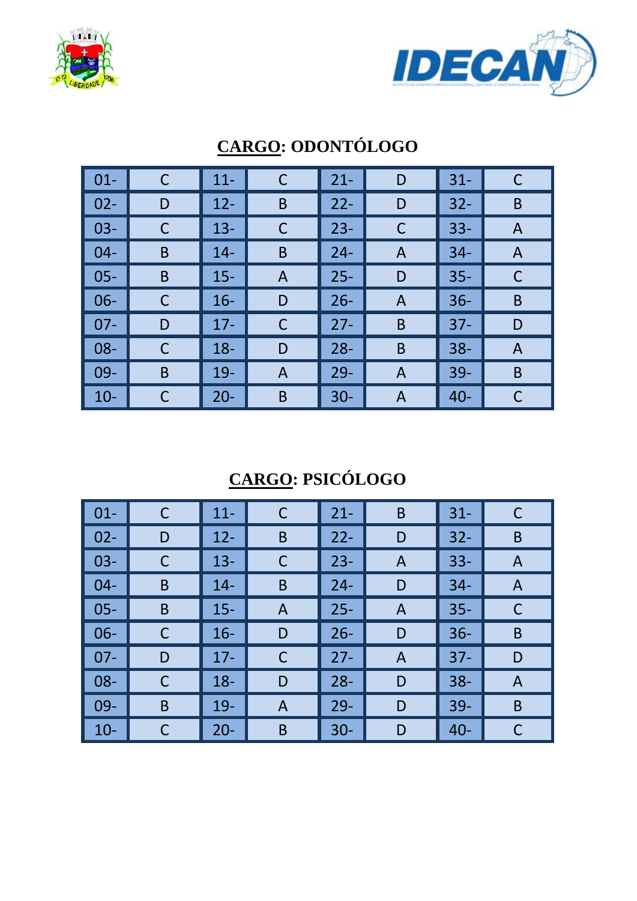## CARGO: ODONTÓLOGO

| 01- | C | 11- | C | 21- | D | 31- | C |
|---|---|---|---|---|---|---|---|
| 02- | D | 12- | B | 22- | D | 32- | B |
| 03- | C | 13- | C | 23- | C | 33- | A |
| 04- | B | 14- | B | 24- | A | 34- | A |
| 05- | B | 15- | A | 25- | D | 35- | C |
| 06- | C | 16- | D | 26- | A | 36- | B |
| 07- | D | 17- | C | 27- | B | 37- | D |
| 08- | C | 18- | D | 28- | B | 38- | A |
| 09- | B | 19- | A | 29- | A | 39- | B |
| 10- | C | 20- | B | 30- | A | 40- | C |

## CARGO: PSICÓLOGO

| 01- | C | 11- | C | 21- | B | 31- | C |
|---|---|---|---|---|---|---|---|
| 02- | D | 12- | B | 22- | D | 32- | B |
| 03- | C | 13- | C | 23- | A | 33- | A |
| 04- | B | 14- | B | 24- | D | 34- | A |
| 05- | B | 15- | A | 25- | A | 35- | C |
| 06- | C | 16- | D | 26- | D | 36- | B |
| 07- | D | 17- | C | 27- | A | 37- | D |
| 08- | C | 18- | D | 28- | D | 38- | A |
| 09- | B | 19- | A | 29- | D | 39- | B |
| 10- | C | 20- | B | 30- | D | 40- | C |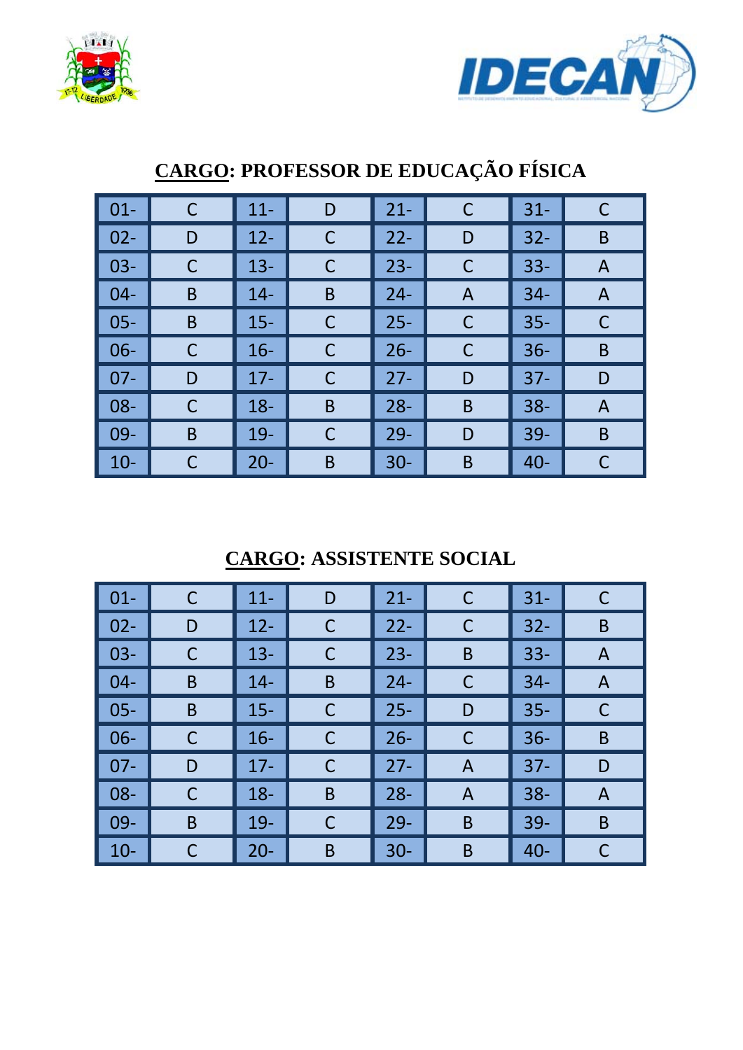## CARGO: PROFESSOR DE EDUCAÇÃO FÍSICA

| | | | | | | | |
|---|---|---|---|---|---|---|---|
| 01- | C | 11- | D | 21- | C | 31- | C |
| 02- | D | 12- | C | 22- | D | 32- | B |
| 03- | C | 13- | C | 23- | C | 33- | A |
| 04- | B | 14- | B | 24- | A | 34- | A |
| 05- | B | 15- | C | 25- | C | 35- | C |
| 06- | C | 16- | C | 26- | C | 36- | B |
| 07- | D | 17- | C | 27- | D | 37- | D |
| 08- | C | 18- | B | 28- | B | 38- | A |
| 09- | B | 19- | C | 29- | D | 39- | B |
| 10- | C | 20- | B | 30- | B | 40- | C |

## CARGO: ASSISTENTE SOCIAL

| | | | | | | | |
|---|---|---|---|---|---|---|---|
| 01- | C | 11- | D | 21- | C | 31- | C |
| 02- | D | 12- | C | 22- | C | 32- | B |
| 03- | C | 13- | C | 23- | B | 33- | A |
| 04- | B | 14- | B | 24- | C | 34- | A |
| 05- | B | 15- | C | 25- | D | 35- | C |
| 06- | C | 16- | C | 26- | C | 36- | B |
| 07- | D | 17- | C | 27- | A | 37- | D |
| 08- | C | 18- | B | 28- | A | 38- | A |
| 09- | B | 19- | C | 29- | B | 39- | B |
| 10- | C | 20- | B | 30- | B | 40- | C |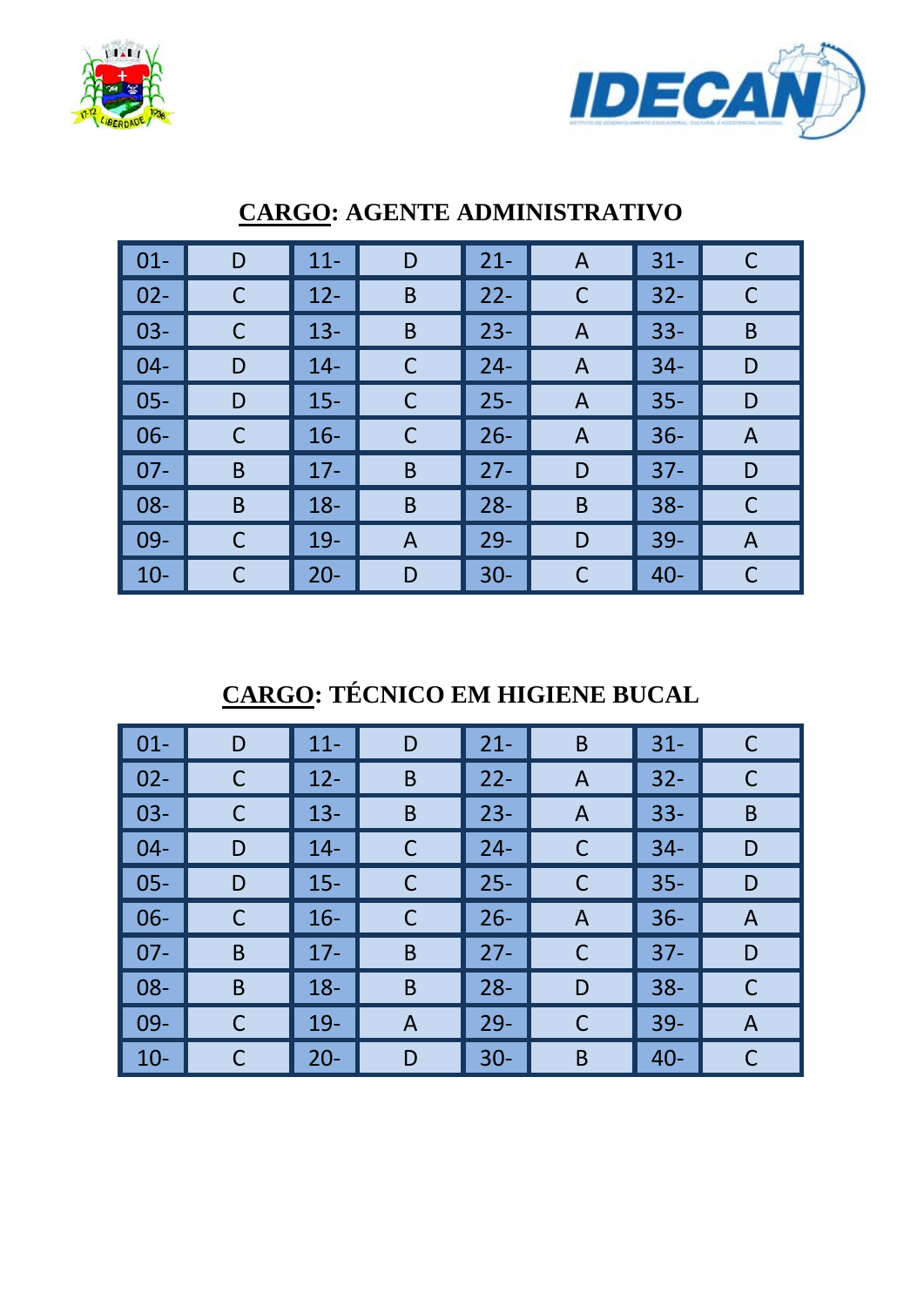## CARGO: AGENTE ADMINISTRATIVO

| | | | | | | | |
|---|---|---|---|---|---|---|---|
| 01- | D | 11- | D | 21- | A | 31- | C |
| 02- | C | 12- | B | 22- | C | 32- | C |
| 03- | C | 13- | B | 23- | A | 33- | B |
| 04- | D | 14- | C | 24- | A | 34- | D |
| 05- | D | 15- | C | 25- | A | 35- | D |
| 06- | C | 16- | C | 26- | A | 36- | A |
| 07- | B | 17- | B | 27- | D | 37- | D |
| 08- | B | 18- | B | 28- | B | 38- | C |
| 09- | C | 19- | A | 29- | D | 39- | A |
| 10- | C | 20- | D | 30- | C | 40- | C |

## CARGO: TÉCNICO EM HIGIENE BUCAL

| | | | | | | | |
|---|---|---|---|---|---|---|---|
| 01- | D | 11- | D | 21- | B | 31- | C |
| 02- | C | 12- | B | 22- | A | 32- | C |
| 03- | C | 13- | B | 23- | A | 33- | B |
| 04- | D | 14- | C | 24- | C | 34- | D |
| 05- | D | 15- | C | 25- | C | 35- | D |
| 06- | C | 16- | C | 26- | A | 36- | A |
| 07- | B | 17- | B | 27- | C | 37- | D |
| 08- | B | 18- | B | 28- | D | 38- | C |
| 09- | C | 19- | A | 29- | C | 39- | A |
| 10- | C | 20- | D | 30- | B | 40- | C |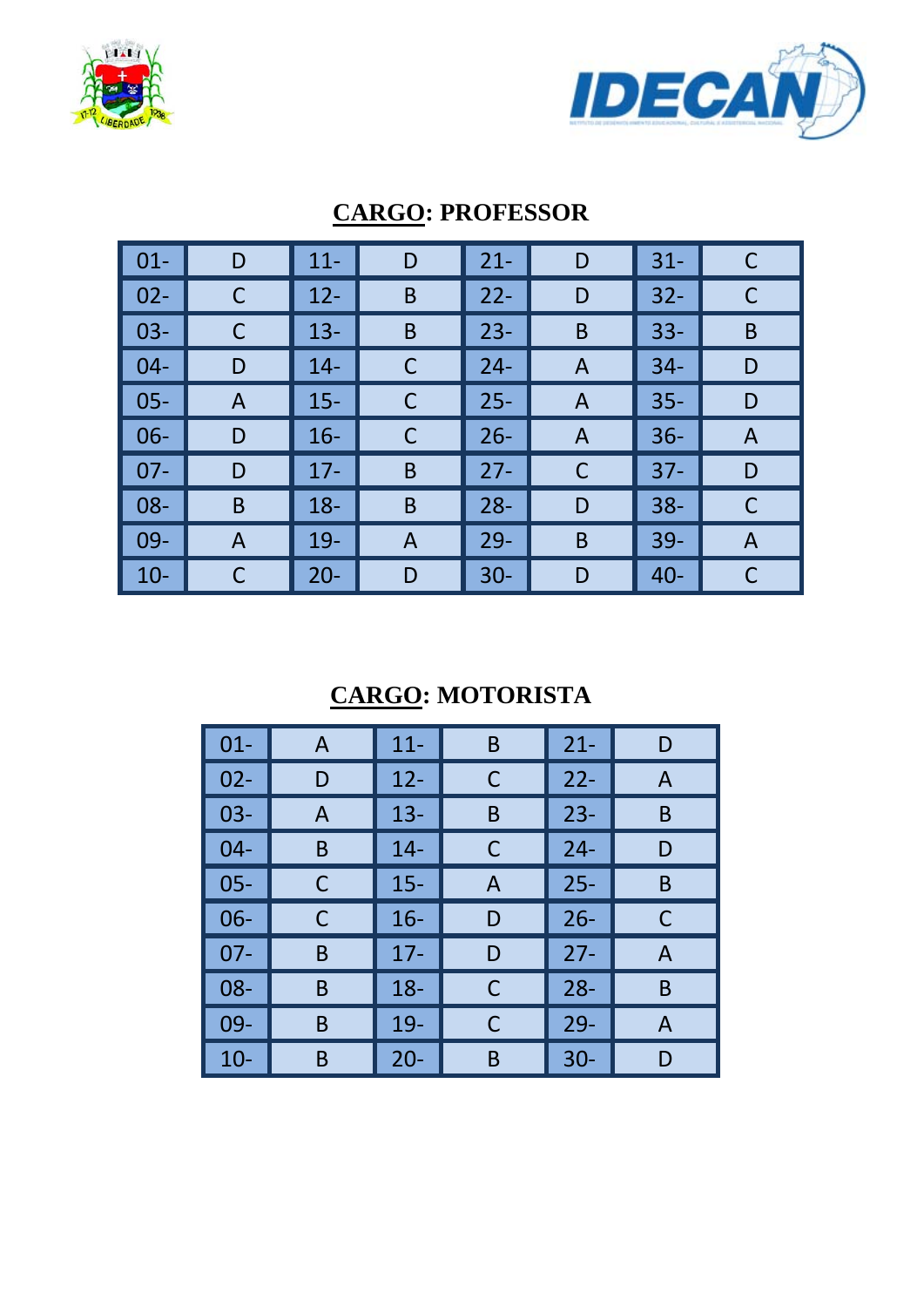## CARGO: PROFESSOR

| | | | | | | | |
|---|---|---|---|---|---|---|---|
| 01- | D | 11- | D | 21- | D | 31- | C |
| 02- | C | 12- | B | 22- | D | 32- | C |
| 03- | C | 13- | B | 23- | B | 33- | B |
| 04- | D | 14- | C | 24- | A | 34- | D |
| 05- | A | 15- | C | 25- | A | 35- | D |
| 06- | D | 16- | C | 26- | A | 36- | A |
| 07- | D | 17- | B | 27- | C | 37- | D |
| 08- | B | 18- | B | 28- | D | 38- | C |
| 09- | A | 19- | A | 29- | B | 39- | A |
| 10- | C | 20- | D | 30- | D | 40- | C |

## CARGO: MOTORISTA

| | | | | | |
|---|---|---|---|---|---|
| 01- | A | 11- | B | 21- | D |
| 02- | D | 12- | C | 22- | A |
| 03- | A | 13- | B | 23- | B |
| 04- | B | 14- | C | 24- | D |
| 05- | C | 15- | A | 25- | B |
| 06- | C | 16- | D | 26- | C |
| 07- | B | 17- | D | 27- | A |
| 08- | B | 18- | C | 28- | B |
| 09- | B | 19- | C | 29- | A |
| 10- | B | 20- | B | 30- | D |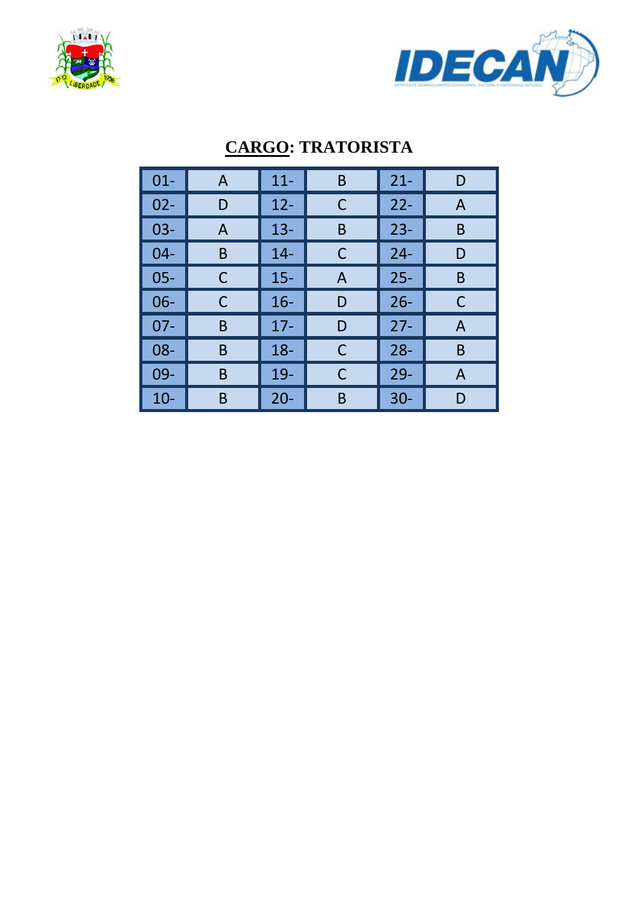# **CARGO: TRATORISTA**

| | | | | | |
|---|---|---|---|---|---|
| 01- | A | 11- | B | 21- | D |
| 02- | D | 12- | C | 22- | A |
| 03- | A | 13- | B | 23- | B |
| 04- | B | 14- | C | 24- | D |
| 05- | C | 15- | A | 25- | B |
| 06- | C | 16- | D | 26- | C |
| 07- | B | 17- | D | 27- | A |
| 08- | B | 18- | C | 28- | B |
| 09- | B | 19- | C | 29- | A |
| 10- | B | 20- | B | 30- | D |